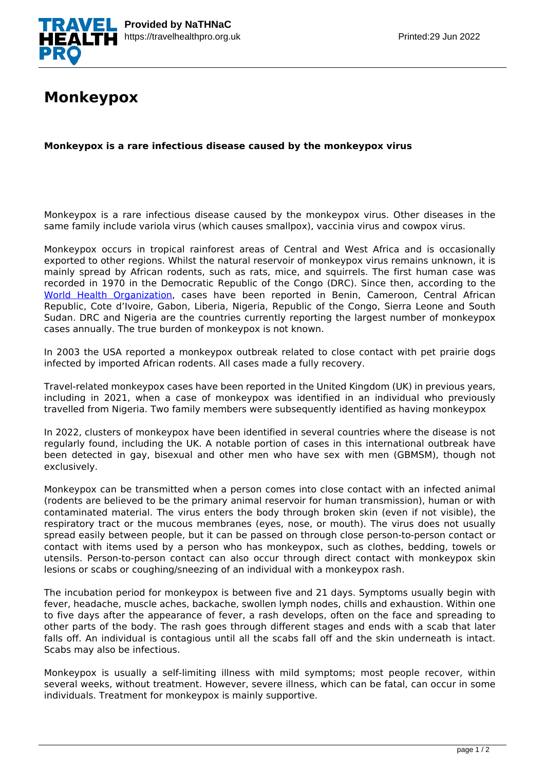# Monkeypox

**Monkeypox is a rare infectious disease caused by the monkeypox virus**

Monkeypox is a rare infectious disease caused by the monkeypox virus. Other diseases in the same family include variola virus (which causes smallpox), vaccinia virus and cowpox virus.

Monkeypox occurs in tropical rainforest areas of Central and West Africa and is occasionally exported to other regions. Whilst the natural reservoir of monkeypox virus remains unknown, it is mainly spread by African rodents, such as rats, mice, and squirrels. The first human case was recorded in 1970 in the Democratic Republic of the Congo (DRC). Since then, according to the World Health Organization, cases have been reported in Benin, Cameroon, Central African Republic, Cote d'Ivoire, Gabon, Liberia, Nigeria, Republic of the Congo, Sierra Leone and South Sudan. DRC and Nigeria are the countries currently reporting the largest number of monkeypox cases annually. The true burden of monkeypox is not known.

In 2003 the USA reported a monkeypox outbreak related to close contact with pet prairie dogs infected by imported African rodents. All cases made a fully recovery.

Travel-related monkeypox cases have been reported in the United Kingdom (UK) in previous years, including in 2021, when a case of monkeypox was identified in an individual who previously travelled from Nigeria. Two family members were subsequently identified as having monkeypox

In 2022, clusters of monkeypox have been identified in several countries where the disease is not regularly found, including the UK. A notable portion of cases in this international outbreak have been detected in gay, bisexual and other men who have sex with men (GBMSM), though not exclusively.

Monkeypox can be transmitted when a person comes into close contact with an infected animal (rodents are believed to be the primary animal reservoir for human transmission), human or with contaminated material. The virus enters the body through broken skin (even if not visible), the respiratory tract or the mucous membranes (eyes, nose, or mouth). The virus does not usually spread easily between people, but it can be passed on through close person-to-person contact or contact with items used by a person who has monkeypox, such as clothes, bedding, towels or utensils. Person-to-person contact can also occur through direct contact with monkeypox skin lesions or scabs or coughing/sneezing of an individual with a monkeypox rash.

The incubation period for monkeypox is between five and 21 days. Symptoms usually begin with fever, headache, muscle aches, backache, swollen lymph nodes, chills and exhaustion. Within one to five days after the appearance of fever, a rash develops, often on the face and spreading to other parts of the body. The rash goes through different stages and ends with a scab that later falls off. An individual is contagious until all the scabs fall off and the skin underneath is intact. Scabs may also be infectious.

Monkeypox is usually a self-limiting illness with mild symptoms; most people recover, within several weeks, without treatment. However, severe illness, which can be fatal, can occur in some individuals. Treatment for monkeypox is mainly supportive.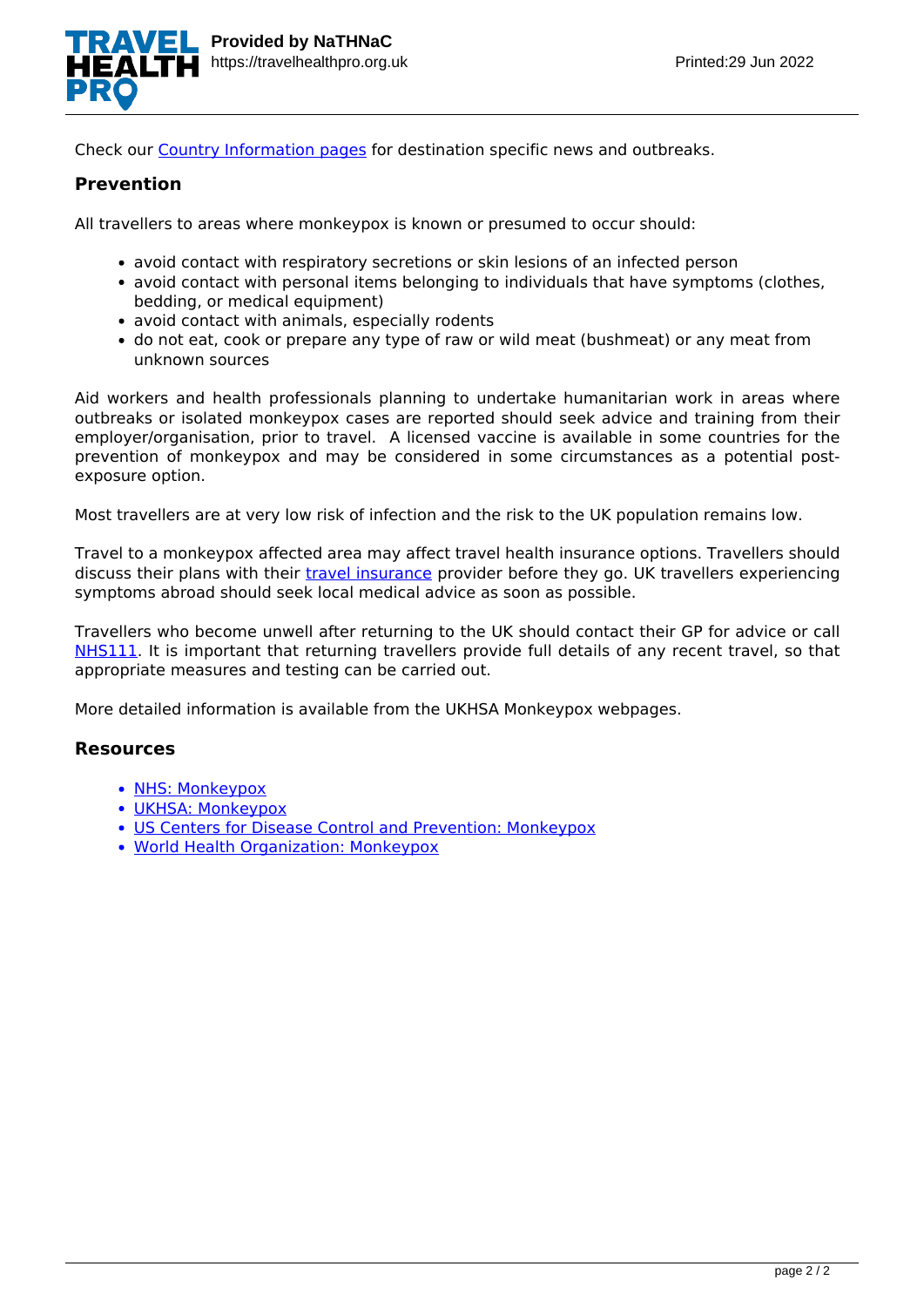Check our Country Information pages for destination specific news and outbreaks.

## Prevention

All travellers to areas where monkeypox is known or presumed to occur should:

- avoid contact with respiratory secretions or skin lesions of an infected person
- avoid contact with personal items belonging to individuals that have symptoms (clothes, bedding, or medical equipment)
- avoid contact with animals, especially rodents
- do not eat, cook or prepare any type of raw or wild meat (bushmeat) or any meat from unknown sources

Aid workers and health professionals planning to undertake humanitarian work in areas where outbreaks or isolated monkeypox cases are reported should seek advice and training from their employer/organisation, prior to travel. A licensed vaccine is available in some countries for the prevention of monkeypox and may be considered in some circumstances as a potential post-exposure option.

Most travellers are at very low risk of infection and the risk to the UK population remains low.

Travel to a monkeypox affected area may affect travel health insurance options. Travellers should discuss their plans with their travel insurance provider before they go. UK travellers experiencing symptoms abroad should seek local medical advice as soon as possible.

Travellers who become unwell after returning to the UK should contact their GP for advice or call NHS111. It is important that returning travellers provide full details of any recent travel, so that appropriate measures and testing can be carried out.

More detailed information is available from the UKHSA Monkeypox webpages.

## Resources

- NHS: Monkeypox
- UKHSA: Monkeypox
- US Centers for Disease Control and Prevention: Monkeypox
- World Health Organization: Monkeypox